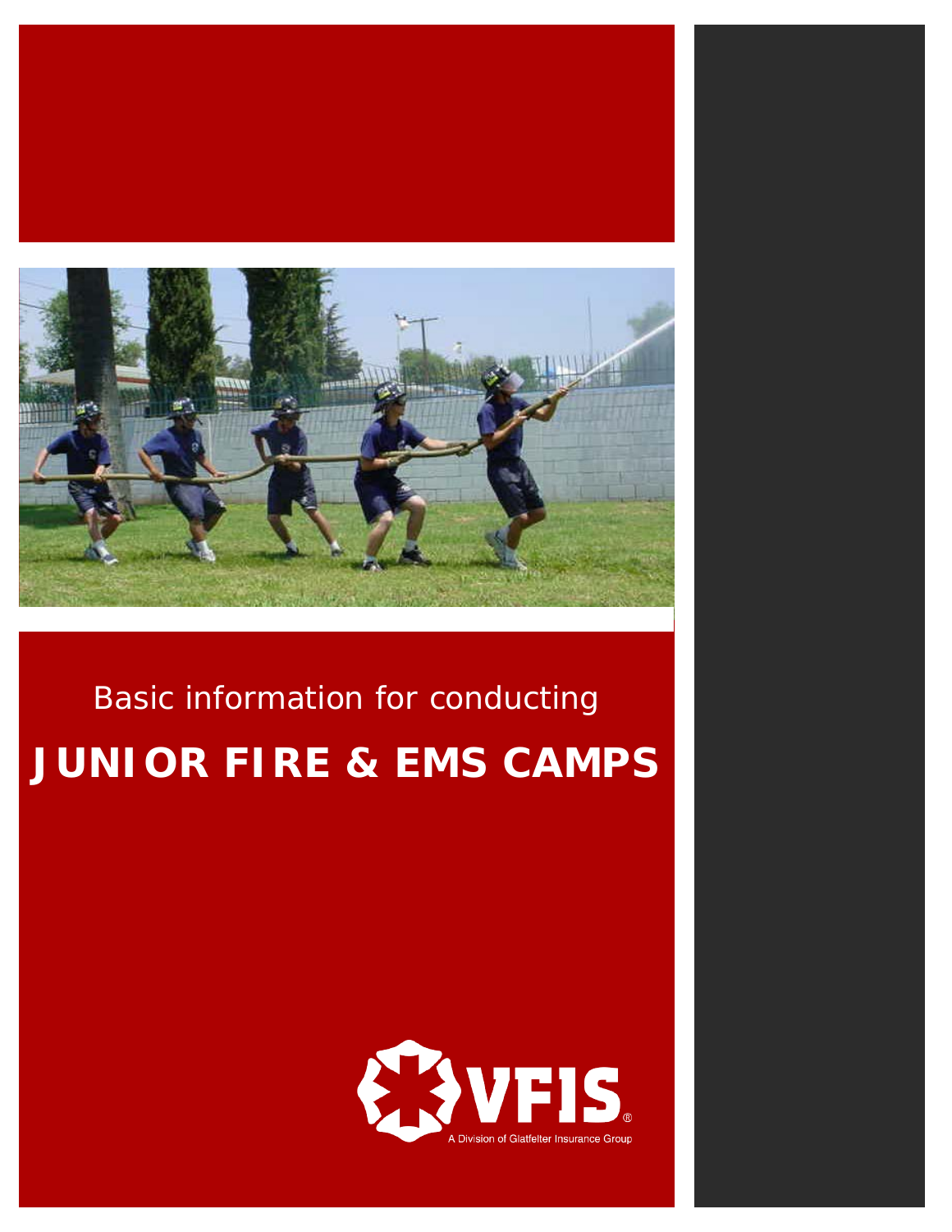Basic information for conducting

# JUNIOR FIRE & EMS CAMPS

VFIS®

A Division of Glatfelter Insurance Group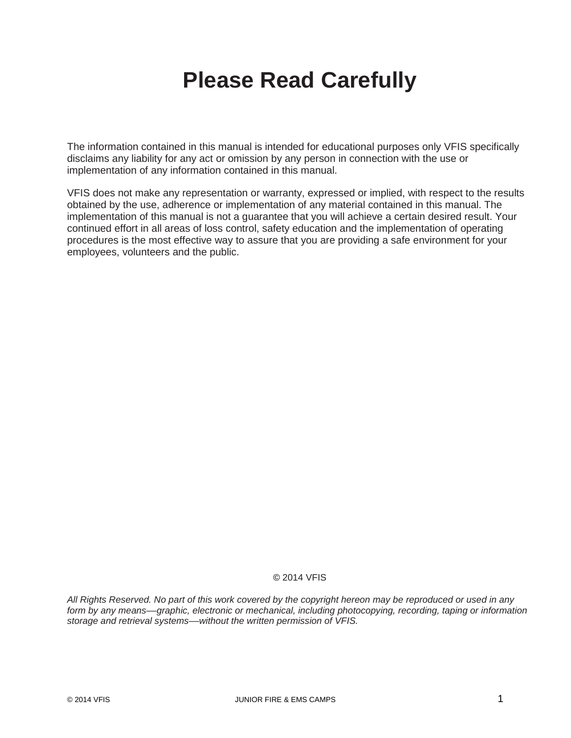# Please Read Carefully

The information contained in this manual is intended for educational purposes only VFIS specifically disclaims any liability for any act or omission by any person in connection with the use or implementation of any information contained in this manual.

VFIS does not make any representation or warranty, expressed or implied, with respect to the results obtained by the use, adherence or implementation of any material contained in this manual. The implementation of this manual is not a guarantee that you will achieve a certain desired result. Your continued effort in all areas of loss control, safety education and the implementation of operating procedures is the most effective way to assure that you are providing a safe environment for your employees, volunteers and the public.

© 2014 VFIS

*All Rights Reserved. No part of this work covered by the copyright hereon may be reproduced or used in any form by any means—graphic, electronic or mechanical, including photocopying, recording, taping or information storage and retrieval systems—without the written permission of VFIS.*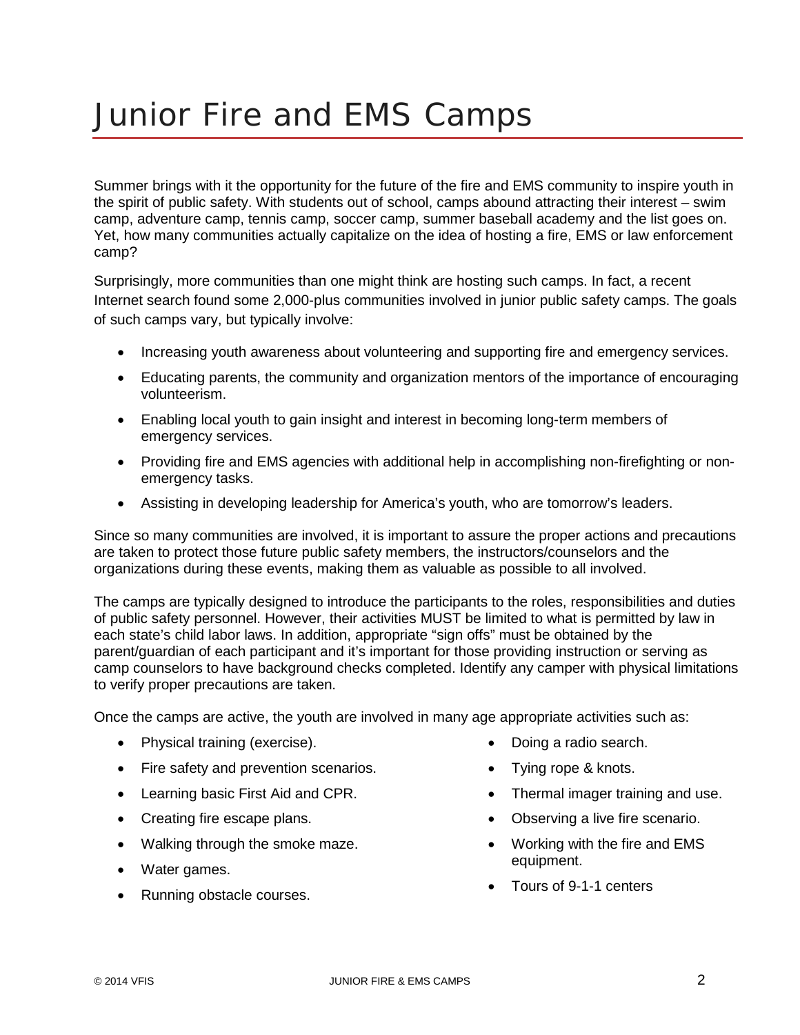# Junior Fire and EMS Camps

Summer brings with it the opportunity for the future of the fire and EMS community to inspire youth in the spirit of public safety. With students out of school, camps abound attracting their interest – swim camp, adventure camp, tennis camp, soccer camp, summer baseball academy and the list goes on. Yet, how many communities actually capitalize on the idea of hosting a fire, EMS or law enforcement camp?

Surprisingly, more communities than one might think are hosting such camps. In fact, a recent Internet search found some 2,000-plus communities involved in junior public safety camps. The goals of such camps vary, but typically involve:

- Increasing youth awareness about volunteering and supporting fire and emergency services.
- Educating parents, the community and organization mentors of the importance of encouraging volunteerism.
- Enabling local youth to gain insight and interest in becoming long-term members of emergency services.
- Providing fire and EMS agencies with additional help in accomplishing non-firefighting or non-emergency tasks.
- Assisting in developing leadership for America's youth, who are tomorrow's leaders.

Since so many communities are involved, it is important to assure the proper actions and precautions are taken to protect those future public safety members, the instructors/counselors and the organizations during these events, making them as valuable as possible to all involved.

The camps are typically designed to introduce the participants to the roles, responsibilities and duties of public safety personnel. However, their activities MUST be limited to what is permitted by law in each state's child labor laws. In addition, appropriate "sign offs" must be obtained by the parent/guardian of each participant and it's important for those providing instruction or serving as camp counselors to have background checks completed. Identify any camper with physical limitations to verify proper precautions are taken.

Once the camps are active, the youth are involved in many age appropriate activities such as:

- Physical training (exercise).
- Fire safety and prevention scenarios.
- Learning basic First Aid and CPR.
- Creating fire escape plans.
- Walking through the smoke maze.
- Water games.
- Running obstacle courses.
- Doing a radio search.
- Tying rope & knots.
- Thermal imager training and use.
- Observing a live fire scenario.
- Working with the fire and EMS equipment.
- Tours of 9-1-1 centers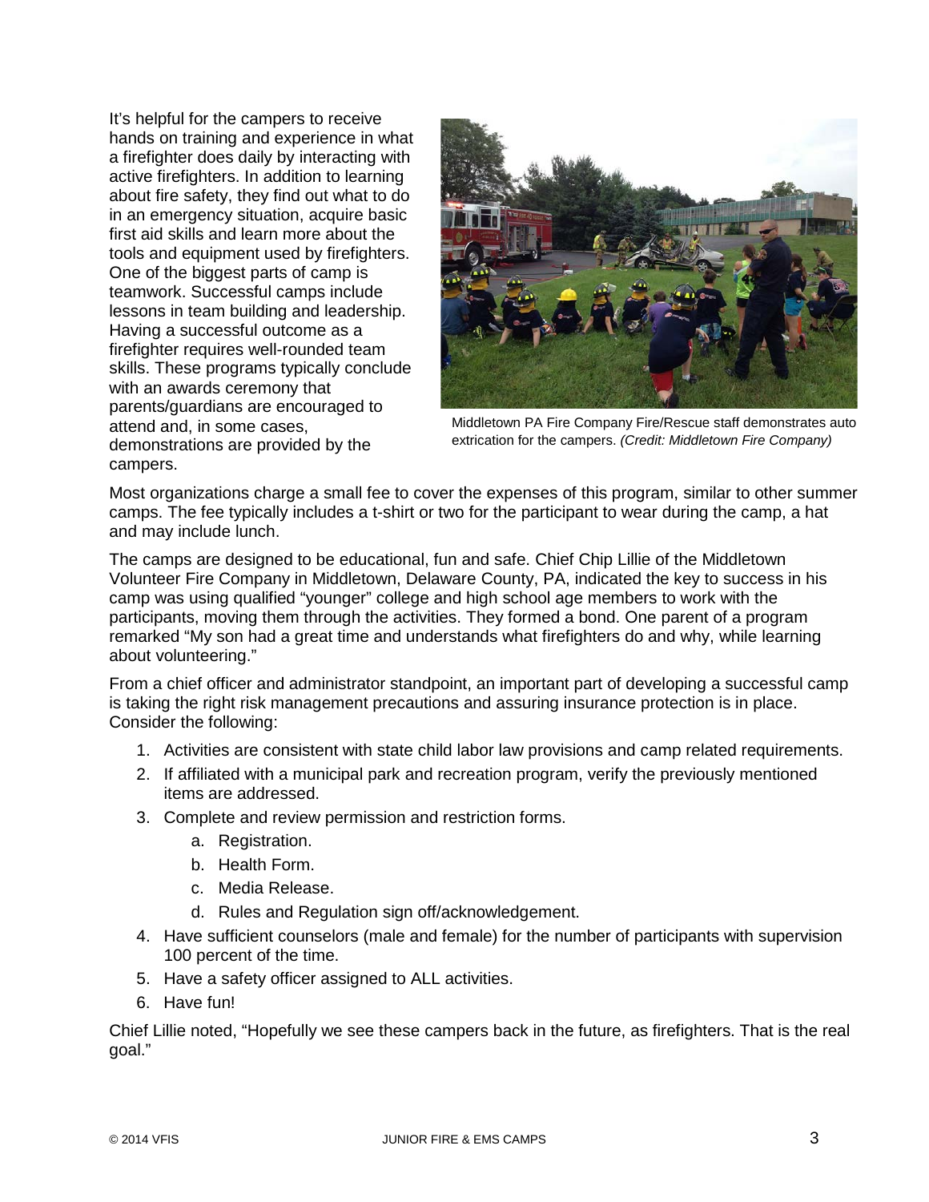It's helpful for the campers to receive hands on training and experience in what a firefighter does daily by interacting with active firefighters. In addition to learning about fire safety, they find out what to do in an emergency situation, acquire basic first aid skills and learn more about the tools and equipment used by firefighters. One of the biggest parts of camp is teamwork. Successful camps include lessons in team building and leadership. Having a successful outcome as a firefighter requires well-rounded team skills. These programs typically conclude with an awards ceremony that parents/guardians are encouraged to attend and, in some cases, demonstrations are provided by the campers.

Middletown PA Fire Company Fire/Rescue staff demonstrates auto extrication for the campers. *(Credit: Middletown Fire Company)*

Most organizations charge a small fee to cover the expenses of this program, similar to other summer camps. The fee typically includes a t-shirt or two for the participant to wear during the camp, a hat and may include lunch.

The camps are designed to be educational, fun and safe. Chief Chip Lillie of the Middletown Volunteer Fire Company in Middletown, Delaware County, PA, indicated the key to success in his camp was using qualified "younger" college and high school age members to work with the participants, moving them through the activities. They formed a bond. One parent of a program remarked "My son had a great time and understands what firefighters do and why, while learning about volunteering."

From a chief officer and administrator standpoint, an important part of developing a successful camp is taking the right risk management precautions and assuring insurance protection is in place. Consider the following:

1. Activities are consistent with state child labor law provisions and camp related requirements.
2. If affiliated with a municipal park and recreation program, verify the previously mentioned items are addressed.
3. Complete and review permission and restriction forms.
    a. Registration.
    b. Health Form.
    c. Media Release.
    d. Rules and Regulation sign off/acknowledgement.
4. Have sufficient counselors (male and female) for the number of participants with supervision 100 percent of the time.
5. Have a safety officer assigned to ALL activities.
6. Have fun!

Chief Lillie noted, "Hopefully we see these campers back in the future, as firefighters. That is the real goal."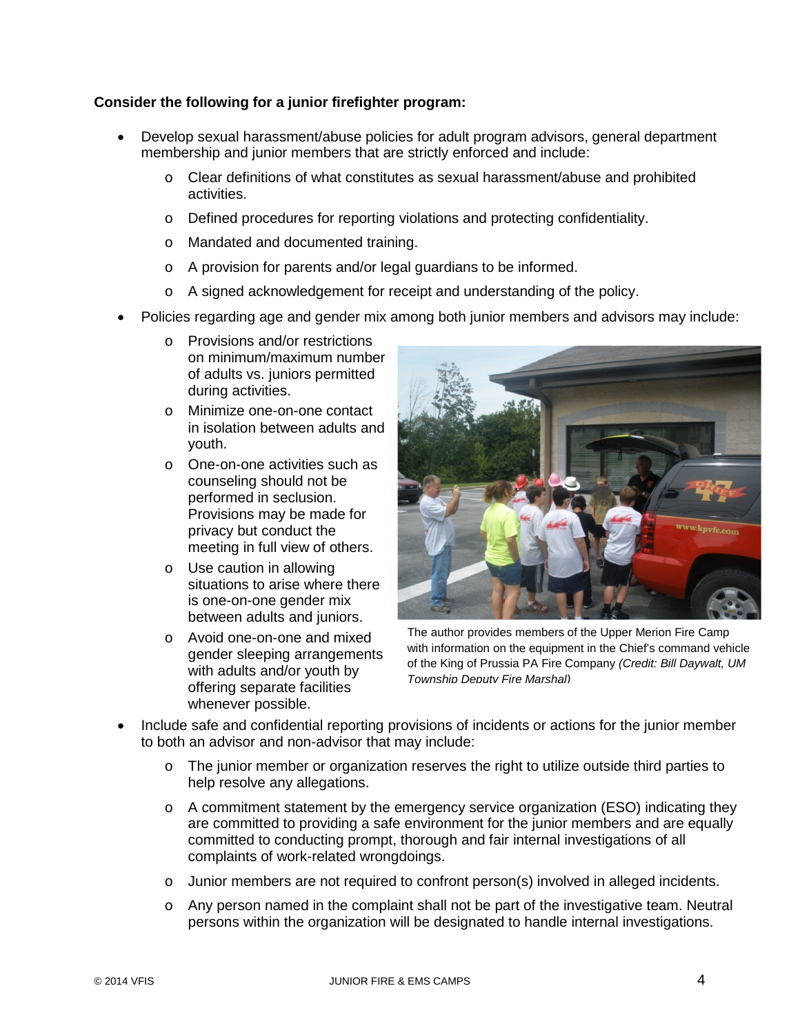**Consider the following for a junior firefighter program:**

- Develop sexual harassment/abuse policies for adult program advisors, general department membership and junior members that are strictly enforced and include:
  - Clear definitions of what constitutes as sexual harassment/abuse and prohibited activities.
  - Defined procedures for reporting violations and protecting confidentiality.
  - Mandated and documented training.
  - A provision for parents and/or legal guardians to be informed.
  - A signed acknowledgement for receipt and understanding of the policy.
- Policies regarding age and gender mix among both junior members and advisors may include:
  - Provisions and/or restrictions on minimum/maximum number of adults vs. juniors permitted during activities.
  - Minimize one-on-one contact in isolation between adults and youth.
  - One-on-one activities such as counseling should not be performed in seclusion. Provisions may be made for privacy but conduct the meeting in full view of others.
  - Use caution in allowing situations to arise where there is one-on-one gender mix between adults and juniors.
  - Avoid one-on-one and mixed gender sleeping arrangements with adults and/or youth by offering separate facilities whenever possible.

The author provides members of the Upper Merion Fire Camp with information on the equipment in the Chief's command vehicle of the King of Prussia PA Fire Company *(Credit: Bill Daywalt, UM Township Deputy Fire Marshal)*

- Include safe and confidential reporting provisions of incidents or actions for the junior member to both an advisor and non-advisor that may include:
  - The junior member or organization reserves the right to utilize outside third parties to help resolve any allegations.
  - A commitment statement by the emergency service organization (ESO) indicating they are committed to providing a safe environment for the junior members and are equally committed to conducting prompt, thorough and fair internal investigations of all complaints of work-related wrongdoings.
  - Junior members are not required to confront person(s) involved in alleged incidents.
  - Any person named in the complaint shall not be part of the investigative team. Neutral persons within the organization will be designated to handle internal investigations.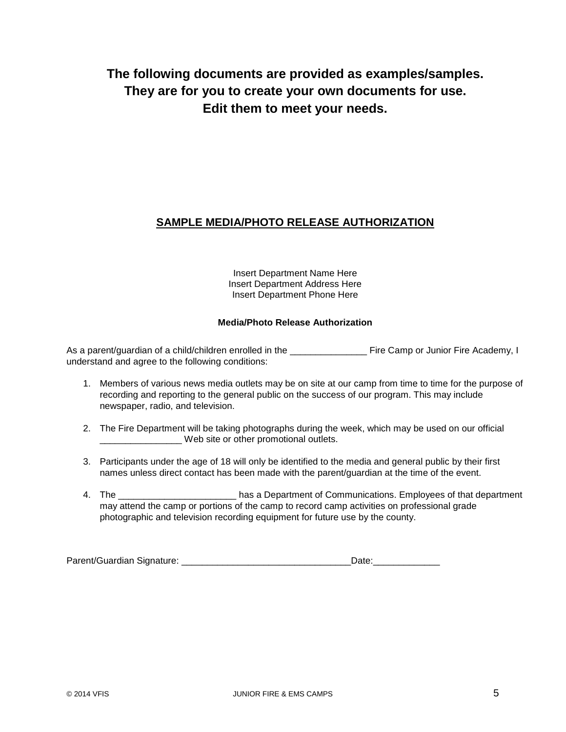**The following documents are provided as examples/samples.**
**They are for you to create your own documents for use.**
**Edit them to meet your needs.**

## SAMPLE MEDIA/PHOTO RELEASE AUTHORIZATION

Insert Department Name Here
Insert Department Address Here
Insert Department Phone Here

**Media/Photo Release Authorization**

As a parent/guardian of a child/children enrolled in the _______________ Fire Camp or Junior Fire Academy, I understand and agree to the following conditions:

1. Members of various news media outlets may be on site at our camp from time to time for the purpose of recording and reporting to the general public on the success of our program. This may include newspaper, radio, and television.

2. The Fire Department will be taking photographs during the week, which may be used on our official ________________ Web site or other promotional outlets.

3. Participants under the age of 18 will only be identified to the media and general public by their first names unless direct contact has been made with the parent/guardian at the time of the event.

4. The _______________________ has a Department of Communications. Employees of that department may attend the camp or portions of the camp to record camp activities on professional grade photographic and television recording equipment for future use by the county.

Parent/Guardian Signature: ________________________________Date:_____________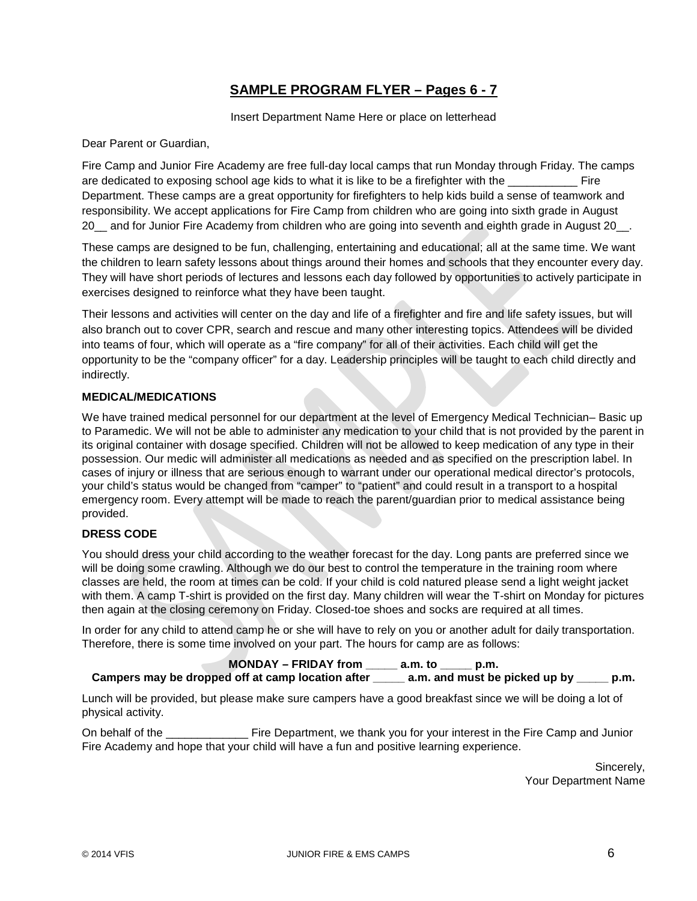## SAMPLE PROGRAM FLYER – Pages 6 - 7

Insert Department Name Here or place on letterhead

Dear Parent or Guardian,

Fire Camp and Junior Fire Academy are free full-day local camps that run Monday through Friday. The camps are dedicated to exposing school age kids to what it is like to be a firefighter with the ___________ Fire Department. These camps are a great opportunity for firefighters to help kids build a sense of teamwork and responsibility. We accept applications for Fire Camp from children who are going into sixth grade in August 20__ and for Junior Fire Academy from children who are going into seventh and eighth grade in August 20__.

These camps are designed to be fun, challenging, entertaining and educational; all at the same time. We want the children to learn safety lessons about things around their homes and schools that they encounter every day. They will have short periods of lectures and lessons each day followed by opportunities to actively participate in exercises designed to reinforce what they have been taught.

Their lessons and activities will center on the day and life of a firefighter and fire and life safety issues, but will also branch out to cover CPR, search and rescue and many other interesting topics. Attendees will be divided into teams of four, which will operate as a "fire company" for all of their activities. Each child will get the opportunity to be the "company officer" for a day. Leadership principles will be taught to each child directly and indirectly.

**MEDICAL/MEDICATIONS**

We have trained medical personnel for our department at the level of Emergency Medical Technician– Basic up to Paramedic. We will not be able to administer any medication to your child that is not provided by the parent in its original container with dosage specified. Children will not be allowed to keep medication of any type in their possession. Our medic will administer all medications as needed and as specified on the prescription label. In cases of injury or illness that are serious enough to warrant under our operational medical director's protocols, your child's status would be changed from "camper" to "patient" and could result in a transport to a hospital emergency room. Every attempt will be made to reach the parent/guardian prior to medical assistance being provided.

**DRESS CODE**

You should dress your child according to the weather forecast for the day. Long pants are preferred since we will be doing some crawling. Although we do our best to control the temperature in the training room where classes are held, the room at times can be cold. If your child is cold natured please send a light weight jacket with them. A camp T-shirt is provided on the first day. Many children will wear the T-shirt on Monday for pictures then again at the closing ceremony on Friday. Closed-toe shoes and socks are required at all times.

In order for any child to attend camp he or she will have to rely on you or another adult for daily transportation. Therefore, there is some time involved on your part. The hours for camp are as follows:

**MONDAY – FRIDAY from _____ a.m. to _____ p.m.**
**Campers may be dropped off at camp location after _____ a.m. and must be picked up by _____ p.m.**

Lunch will be provided, but please make sure campers have a good breakfast since we will be doing a lot of physical activity.

On behalf of the _____________ Fire Department, we thank you for your interest in the Fire Camp and Junior Fire Academy and hope that your child will have a fun and positive learning experience.

Sincerely,
Your Department Name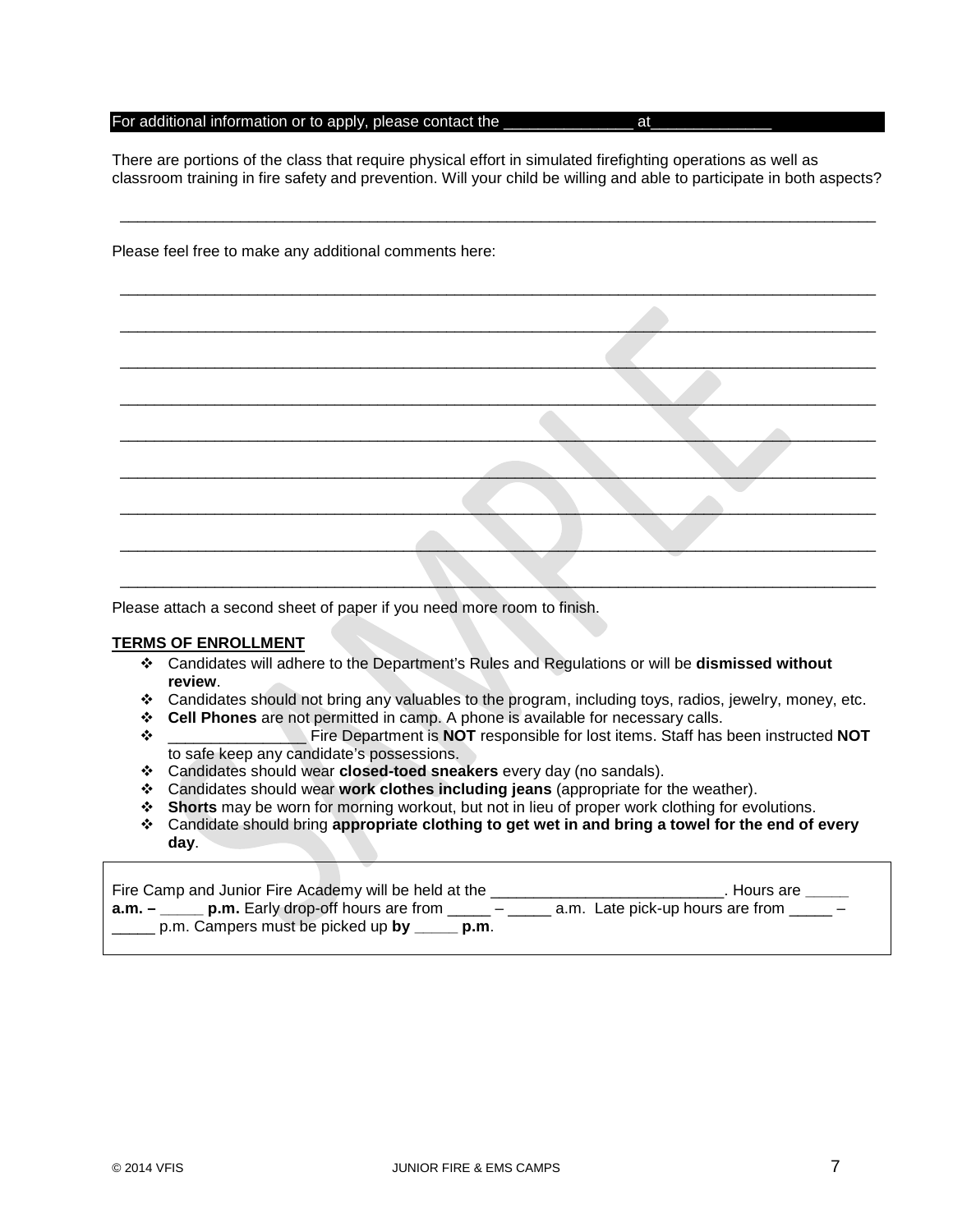For additional information or to apply, please contact the _______________ at_____________

There are portions of the class that require physical effort in simulated firefighting operations as well as classroom training in fire safety and prevention. Will your child be willing and able to participate in both aspects?

___________________________________________________________________________________

Please feel free to make any additional comments here:

___________________________________________________________________________________

___________________________________________________________________________________

___________________________________________________________________________________

___________________________________________________________________________________

___________________________________________________________________________________

___________________________________________________________________________________

___________________________________________________________________________________

___________________________________________________________________________________

___________________________________________________________________________________

Please attach a second sheet of paper if you need more room to finish.

**TERMS OF ENROLLMENT**

- Candidates will adhere to the Department's Rules and Regulations or will be **dismissed without review**.
- Candidates should not bring any valuables to the program, including toys, radios, jewelry, money, etc.
- **Cell Phones** are not permitted in camp. A phone is available for necessary calls.
- _______________ Fire Department is **NOT** responsible for lost items. Staff has been instructed **NOT** to safe keep any candidate's possessions.
- Candidates should wear **closed-toed sneakers** every day (no sandals).
- Candidates should wear **work clothes including jeans** (appropriate for the weather).
- **Shorts** may be worn for morning workout, but not in lieu of proper work clothing for evolutions.
- Candidate should bring **appropriate clothing to get wet in and bring a towel for the end of every day**.

Fire Camp and Junior Fire Academy will be held at the ___________________________. Hours are _____ **a.m. – _____ p.m.** Early drop-off hours are from _____ – _____ a.m. Late pick-up hours are from _____ – _____ p.m. Campers must be picked up **by _____ p.m**.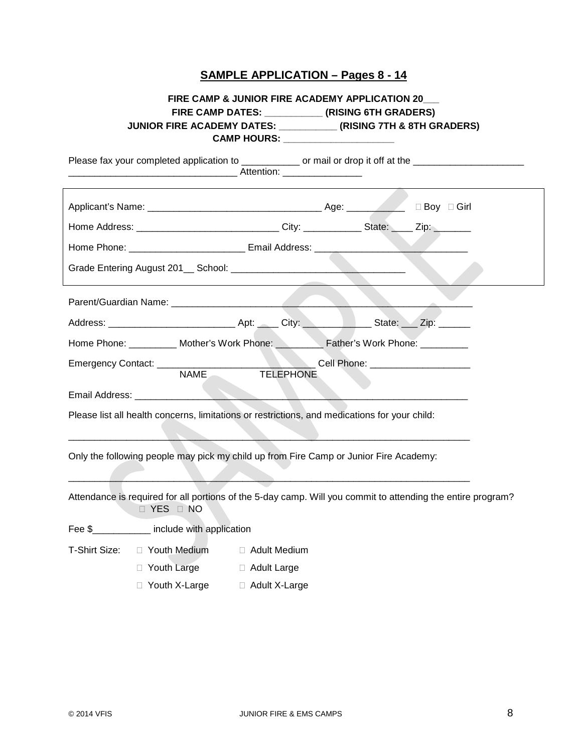## SAMPLE APPLICATION – Pages 8 - 14

**FIRE CAMP & JUNIOR FIRE ACADEMY APPLICATION 20___**
**FIRE CAMP DATES: ___________ (RISING 6TH GRADERS)**
**JUNIOR FIRE ACADEMY DATES: ___________ (RISING 7TH & 8TH GRADERS)**
**CAMP HOURS: _____________________**

Please fax your completed application to ___________ or mail or drop it off at the _____________________ ________________________________ Attention: _______________

Applicant's Name: _________________________________ Age: ___________ ☐ Boy ☐ Girl

Home Address: ___________________________ City: ___________ State: ____ Zip: _______

Home Phone: ______________________ Email Address: _____________________________

Grade Entering August 201__ School: _________________________________

Parent/Guardian Name: ___________________________________________________________

Address: ________________________ Apt: ____ City: _____________ State: ___ Zip: ______

Home Phone: _________ Mother's Work Phone: _________ Father's Work Phone: _________

Emergency Contact: ____________________________ Cell Phone: ___________________
NAME TELEPHONE

Email Address: __________________________________________________________________

Please list all health concerns, limitations or restrictions, and medications for your child:

____________________________________________________________________________

Only the following people may pick my child up from Fire Camp or Junior Fire Academy:

____________________________________________________________________________

Attendance is required for all portions of the 5-day camp. Will you commit to attending the entire program?
☐ YES ☐ NO

Fee $___________ include with application

T-Shirt Size:
- ☐ Youth Medium ☐ Adult Medium
- ☐ Youth Large ☐ Adult Large
- ☐ Youth X-Large ☐ Adult X-Large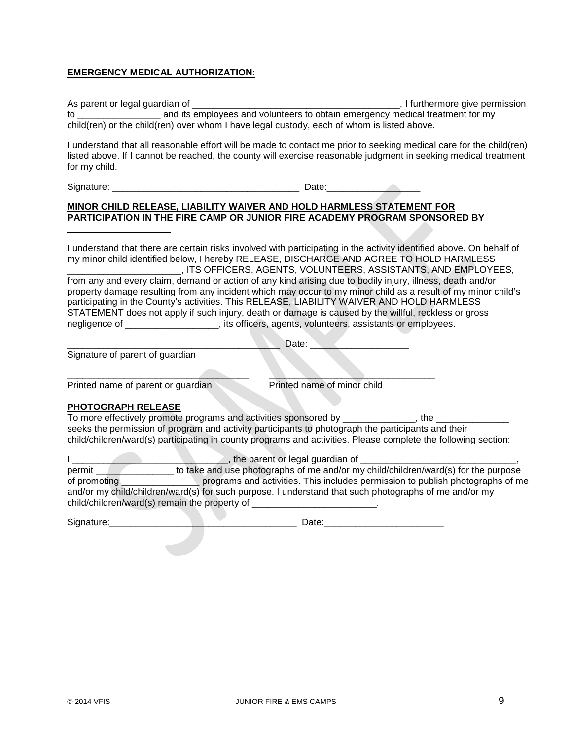**EMERGENCY MEDICAL AUTHORIZATION**:

As parent or legal guardian of _________________________________________, I furthermore give permission to ________________ and its employees and volunteers to obtain emergency medical treatment for my child(ren) or the child(ren) over whom I have legal custody, each of whom is listed above.

I understand that all reasonable effort will be made to contact me prior to seeking medical care for the child(ren) listed above. If I cannot be reached, the county will exercise reasonable judgment in seeking medical treatment for my child.

Signature: ____________________________________ Date:__________________

**MINOR CHILD RELEASE, LIABILITY WAIVER AND HOLD HARMLESS STATEMENT FOR PARTICIPATION IN THE FIRE CAMP OR JUNIOR FIRE ACADEMY PROGRAM SPONSORED BY ____________________**

I understand that there are certain risks involved with participating in the activity identified above. On behalf of my minor child identified below, I hereby RELEASE, DISCHARGE AND AGREE TO HOLD HARMLESS ______________________, ITS OFFICERS, AGENTS, VOLUNTEERS, ASSISTANTS, AND EMPLOYEES, from any and every claim, demand or action of any kind arising due to bodily injury, illness, death and/or property damage resulting from any incident which may occur to my minor child as a result of my minor child's participating in the County's activities. This RELEASE, LIABILITY WAIVER AND HOLD HARMLESS STATEMENT does not apply if such injury, death or damage is caused by the willful, reckless or gross negligence of __________________, its officers, agents, volunteers, assistants or employees.

_________________________________________ Date: ___________________
Signature of parent of guardian

_________________________________ _________________________________
Printed name of parent or guardian Printed name of minor child

**PHOTOGRAPH RELEASE**

To more effectively promote programs and activities sponsored by ______________, the ______________ seeks the permission of program and activity participants to photograph the participants and their child/children/ward(s) participating in county programs and activities. Please complete the following section:

I,_____________________________, the parent or legal guardian of ______________________________, permit _______________ to take and use photographs of me and/or my child/children/ward(s) for the purpose of promoting _______________ programs and activities. This includes permission to publish photographs of me and/or my child/children/ward(s) for such purpose. I understand that such photographs of me and/or my child/children/ward(s) remain the property of ________________________.

Signature:_____________________________________ Date:_______________________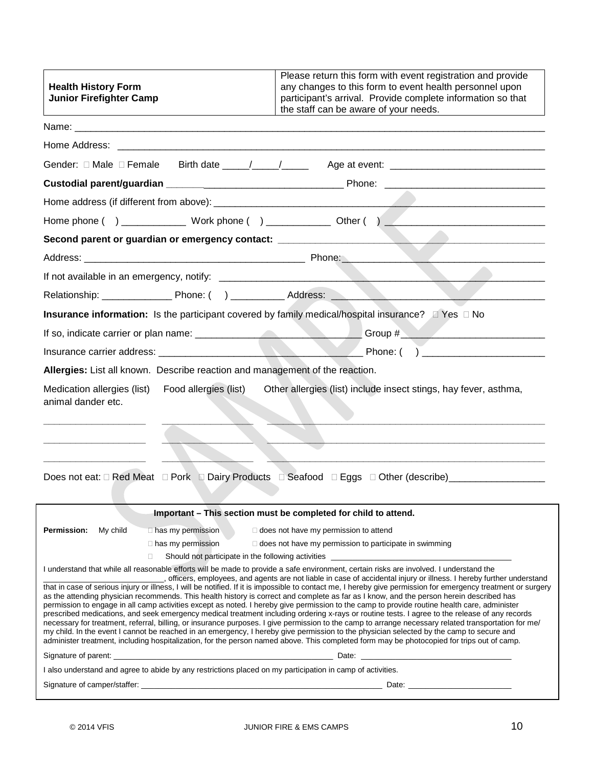| **Health History Form**<br>**Junior Firefighter Camp** | Please return this form with event registration and provide any changes to this form to event health personnel upon participant's arrival. Provide complete information so that the staff can be aware of your needs. |
|---|---|

Name: ______________________________________________________________________________

Home Address: ______________________________________________________________________

Gender: ☐ Male ☐ Female Birth date _____/_____/_____ Age at event: ___________________________

**Custodial parent/guardian** ___________________________________ Phone: ____________________________

Home address (if different from above): _________________________________________________________

Home phone ( ) ____________ Work phone ( ) ____________ Other ( ) ____________________________

**Second parent or guardian or emergency contact:** _______________________________________________

Address: _______________________________________ Phone: _____________________________________

If not available in an emergency, notify: __________________________________________________________

Relationship: _____________ Phone: ( ) __________ Address: ____________________________________

**Insurance information:** Is the participant covered by family medical/hospital insurance? ☐ Yes ☐ No

If so, indicate carrier or plan name: ______________________________ Group # __________________________

Insurance carrier address: _____________________________________ Phone: ( ) ______________________

**Allergies:** List all known. Describe reaction and management of the reaction.

Medication allergies (list) Food allergies (list) Other allergies (list) include insect stings, hay fever, asthma, animal dander etc.

__________________ ________________ __________________________________________________

__________________ ________________ __________________________________________________

__________________ ________________ __________________________________________________

Does not eat: ☐ Red Meat ☐ Pork ☐ Dairy Products ☐ Seafood ☐ Eggs ☐ Other (describe)_________________

---

**Important – This section must be completed for child to attend.**

**Permission:** My child ☐ has my permission ☐ does not have my permission to attend

☐ has my permission ☐ does not have my permission to participate in swimming

☐ Should not participate in the following activities ________________________________________

I understand that while all reasonable efforts will be made to provide a safe environment, certain risks are involved. I understand the ___________________________, officers, employees, and agents are not liable in case of accidental injury or illness. I hereby further understand that in case of serious injury or illness, I will be notified. If it is impossible to contact me, I hereby give permission for emergency treatment or surgery as the attending physician recommends. This health history is correct and complete as far as I know, and the person herein described has permission to engage in all camp activities except as noted. I hereby give permission to the camp to provide routine health care, administer prescribed medications, and seek emergency medical treatment including ordering x-rays or routine tests. I agree to the release of any records necessary for treatment, referral, billing, or insurance purposes. I give permission to the camp to arrange necessary related transportation for me/ my child. In the event I cannot be reached in an emergency, I hereby give permission to the physician selected by the camp to secure and administer treatment, including hospitalization, for the person named above. This completed form may be photocopied for trips out of camp.

Signature of parent: ___________________________________________________ Date: _______________________________

I also understand and agree to abide by any restrictions placed on my participation in camp of activities.

Signature of camper/staffer: _______________________________________________________ Date: ______________________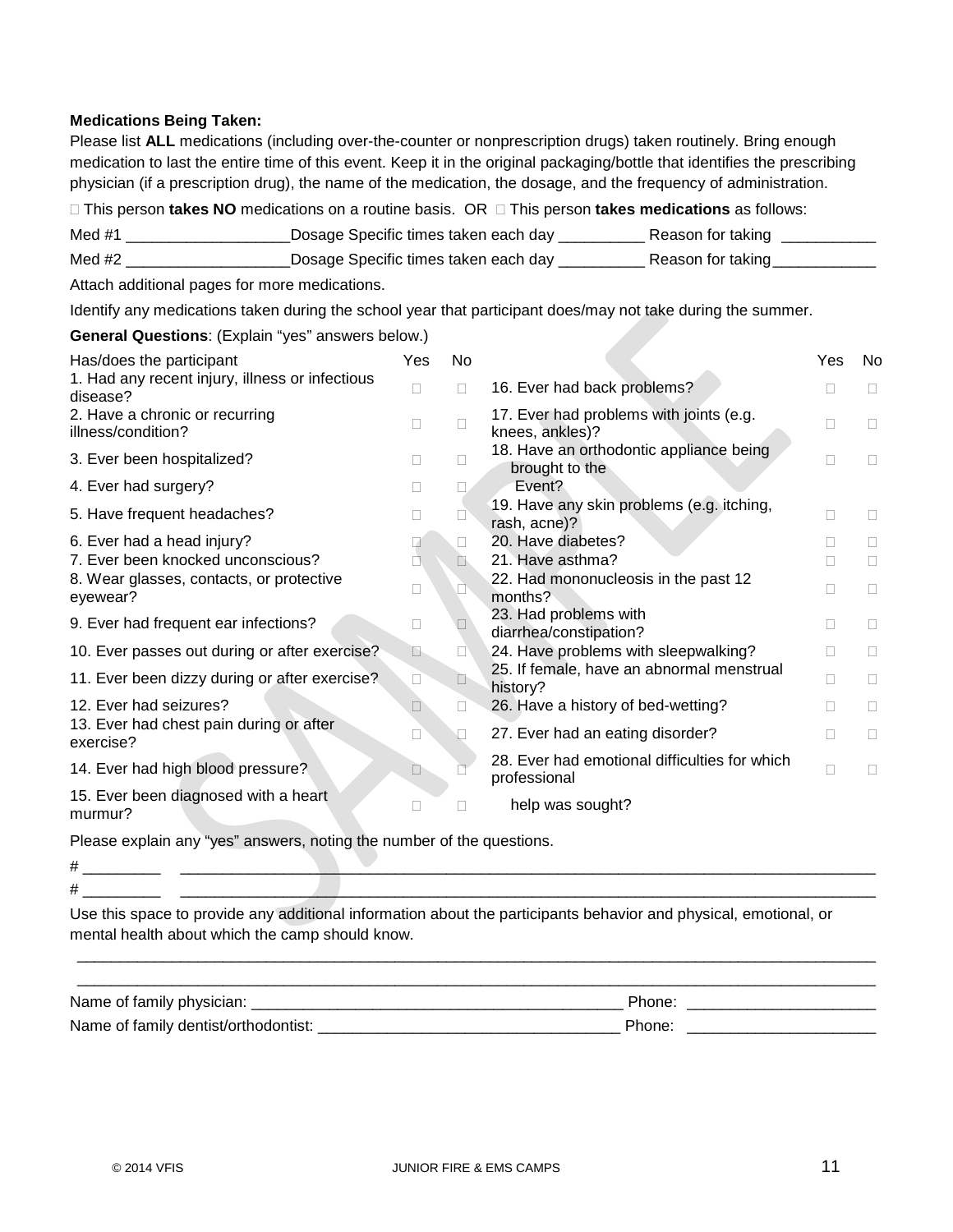**Medications Being Taken:**

Please list **ALL** medications (including over-the-counter or nonprescription drugs) taken routinely. Bring enough medication to last the entire time of this event. Keep it in the original packaging/bottle that identifies the prescribing physician (if a prescription drug), the name of the medication, the dosage, and the frequency of administration.

☐ This person **takes NO** medications on a routine basis. OR ☐ This person **takes medications** as follows:

Med #1 ___________________Dosage Specific times taken each day __________ Reason for taking ___________

Med #2 ___________________Dosage Specific times taken each day __________ Reason for taking____________

Attach additional pages for more medications.

Identify any medications taken during the school year that participant does/may not take during the summer.

**General Questions**: (Explain "yes" answers below.)

| Has/does the participant | Yes | No | | Yes | No |
|---|---|---|---|---|---|
| 1. Had any recent injury, illness or infectious disease? | ☐ | ☐ | 16. Ever had back problems? | ☐ | ☐ |
| 2. Have a chronic or recurring illness/condition? | ☐ | ☐ | 17. Ever had problems with joints (e.g. knees, ankles)? | ☐ | ☐ |
| 3. Ever been hospitalized? | ☐ | ☐ | 18. Have an orthodontic appliance being brought to the Event? | ☐ | ☐ |
| 4. Ever had surgery? | ☐ | ☐ | | | |
| 5. Have frequent headaches? | ☐ | ☐ | 19. Have any skin problems (e.g. itching, rash, acne)? | ☐ | ☐ |
| 6. Ever had a head injury? | ☐ | ☐ | 20. Have diabetes? | ☐ | ☐ |
| 7. Ever been knocked unconscious? | ☐ | ☐ | 21. Have asthma? | ☐ | ☐ |
| 8. Wear glasses, contacts, or protective eyewear? | ☐ | ☐ | 22. Had mononucleosis in the past 12 months? | ☐ | ☐ |
| 9. Ever had frequent ear infections? | ☐ | ☐ | 23. Had problems with diarrhea/constipation? | ☐ | ☐ |
| 10. Ever passes out during or after exercise? | ☐ | ☐ | 24. Have problems with sleepwalking? | ☐ | ☐ |
| 11. Ever been dizzy during or after exercise? | ☐ | ☐ | 25. If female, have an abnormal menstrual history? | ☐ | ☐ |
| 12. Ever had seizures? | ☐ | ☐ | 26. Have a history of bed-wetting? | ☐ | ☐ |
| 13. Ever had chest pain during or after exercise? | ☐ | ☐ | 27. Ever had an eating disorder? | ☐ | ☐ |
| 14. Ever had high blood pressure? | ☐ | ☐ | 28. Ever had emotional difficulties for which professional help was sought? | ☐ | ☐ |
| 15. Ever been diagnosed with a heart murmur? | ☐ | ☐ | | | |

Please explain any "yes" answers, noting the number of the questions.

# _________ ___________________________________________________________________________________

# _________ ___________________________________________________________________________________

Use this space to provide any additional information about the participants behavior and physical, emotional, or mental health about which the camp should know.

_____________________________________________________________________________________________

_____________________________________________________________________________________________

Name of family physician: ____________________________________________ Phone: ______________________

Name of family dentist/orthodontist: ___________________________________ Phone: ______________________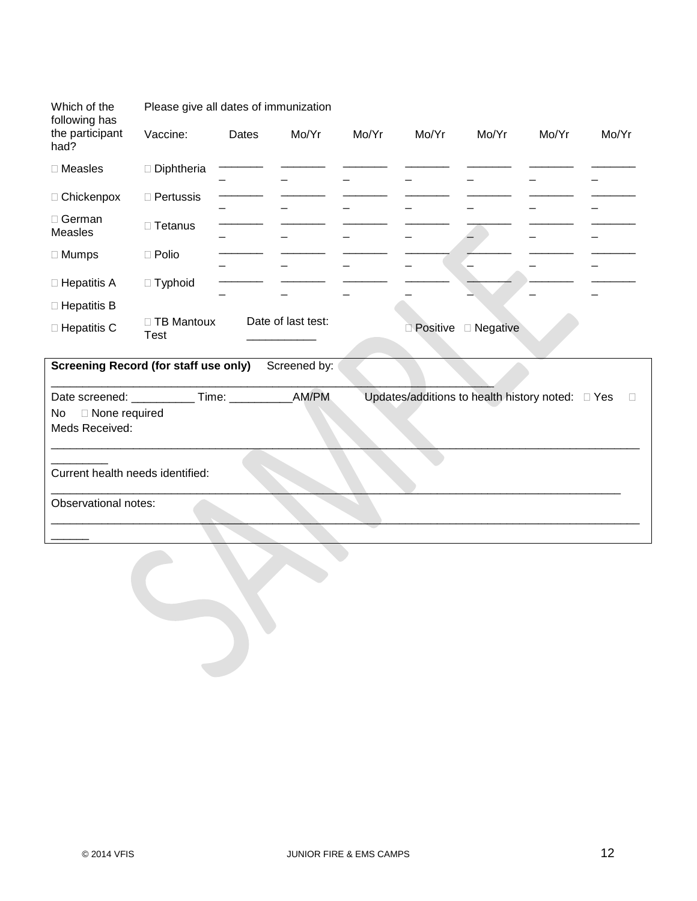| Which of the following has the participant had? | Please give all dates of immunization Vaccine: | Dates | Mo/Yr | Mo/Yr | Mo/Yr | Mo/Yr | Mo/Yr | Mo/Yr |
|---|---|---|---|---|---|---|---|---|
| ☐ Measles | ☐ Diphtheria | ________ | ________ | ________ | ________ | ________ | ________ | ________ |
| ☐ Chickenpox | ☐ Pertussis | ________ | ________ | ________ | ________ | ________ | ________ | ________ |
| ☐ German Measles | ☐ Tetanus | ________ | ________ | ________ | ________ | ________ | ________ | ________ |
| ☐ Mumps | ☐ Polio | ________ | ________ | ________ | ________ | ________ | ________ | ________ |
| ☐ Hepatitis A | ☐ Typhoid | ________ | ________ | ________ | ________ | ________ | ________ | ________ |
| ☐ Hepatitis B | | | | | | | | |
| ☐ Hepatitis C | ☐ TB Mantoux Test | Date of last test: ___________ | | | ☐ Positive | ☐ Negative | | |

**Screening Record (for staff use only)** Screened by: ___________________________________________________________________________

Date screened: __________ Time: __________AM/PM Updates/additions to health history noted: ☐ Yes ☐ No ☐ None required

Meds Received: ____________________________________________________________________________________________

Current health needs identified: ___________________________________________________________________________________________

Observational notes: ____________________________________________________________________________________________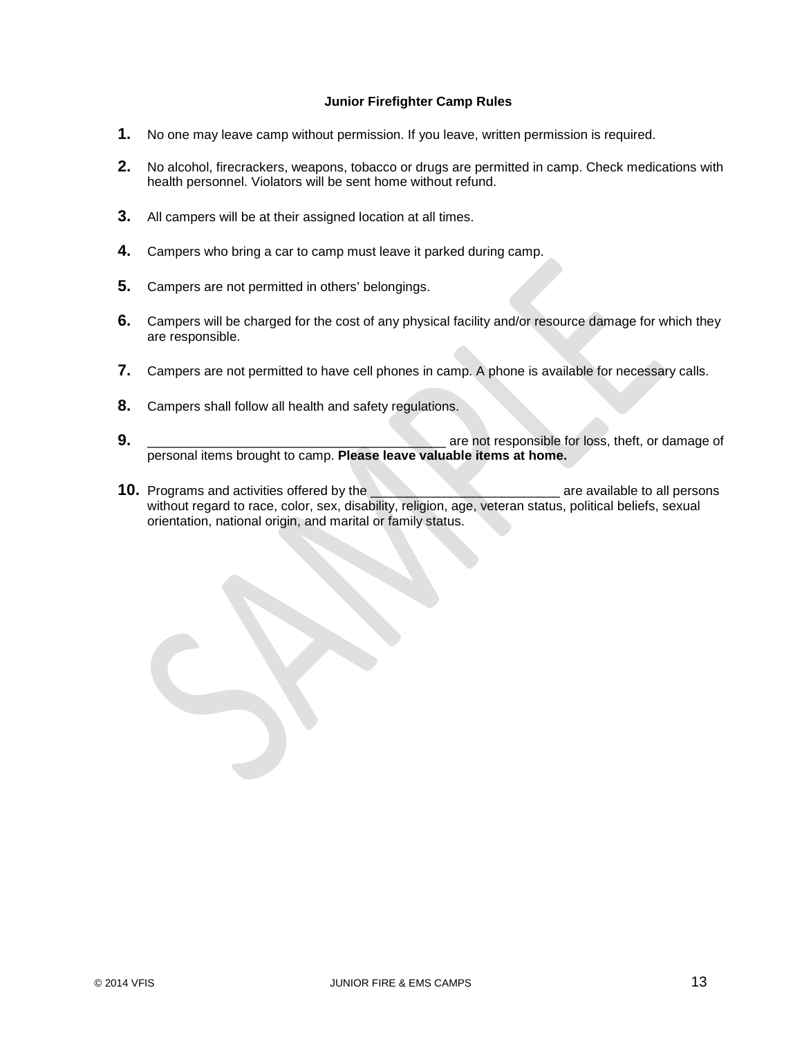**Junior Firefighter Camp Rules**

1. No one may leave camp without permission. If you leave, written permission is required.
2. No alcohol, firecrackers, weapons, tobacco or drugs are permitted in camp. Check medications with health personnel. Violators will be sent home without refund.
3. All campers will be at their assigned location at all times.
4. Campers who bring a car to camp must leave it parked during camp.
5. Campers are not permitted in others' belongings.
6. Campers will be charged for the cost of any physical facility and/or resource damage for which they are responsible.
7. Campers are not permitted to have cell phones in camp. A phone is available for necessary calls.
8. Campers shall follow all health and safety regulations.
9. ________________________________________ are not responsible for loss, theft, or damage of personal items brought to camp. **Please leave valuable items at home.**
10. Programs and activities offered by the __________________________ are available to all persons without regard to race, color, sex, disability, religion, age, veteran status, political beliefs, sexual orientation, national origin, and marital or family status.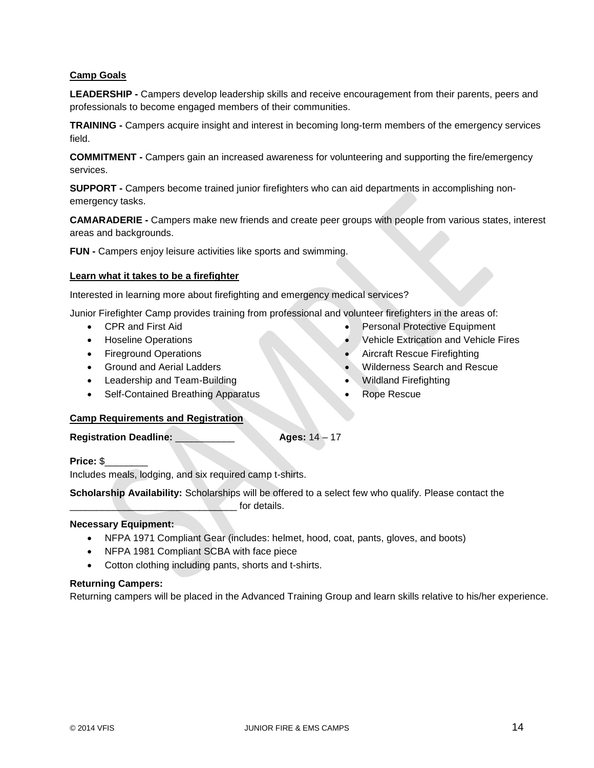**Camp Goals**

**LEADERSHIP -** Campers develop leadership skills and receive encouragement from their parents, peers and professionals to become engaged members of their communities.

**TRAINING -** Campers acquire insight and interest in becoming long-term members of the emergency services field.

**COMMITMENT -** Campers gain an increased awareness for volunteering and supporting the fire/emergency services.

**SUPPORT -** Campers become trained junior firefighters who can aid departments in accomplishing non-emergency tasks.

**CAMARADERIE -** Campers make new friends and create peer groups with people from various states, interest areas and backgrounds.

**FUN -** Campers enjoy leisure activities like sports and swimming.

**Learn what it takes to be a firefighter**

Interested in learning more about firefighting and emergency medical services?

Junior Firefighter Camp provides training from professional and volunteer firefighters in the areas of:

- CPR and First Aid
- Hoseline Operations
- Fireground Operations
- Ground and Aerial Ladders
- Leadership and Team-Building
- Self-Contained Breathing Apparatus
- Personal Protective Equipment
- Vehicle Extrication and Vehicle Fires
- Aircraft Rescue Firefighting
- Wilderness Search and Rescue
- Wildland Firefighting
- Rope Rescue

**Camp Requirements and Registration**

**Registration Deadline:** ___________ **Ages:** 14 – 17

**Price:** $________
Includes meals, lodging, and six required camp t-shirts.

**Scholarship Availability:** Scholarships will be offered to a select few who qualify. Please contact the ______________________________ for details.

**Necessary Equipment:**

- NFPA 1971 Compliant Gear (includes: helmet, hood, coat, pants, gloves, and boots)
- NFPA 1981 Compliant SCBA with face piece
- Cotton clothing including pants, shorts and t-shirts.

**Returning Campers:**
Returning campers will be placed in the Advanced Training Group and learn skills relative to his/her experience.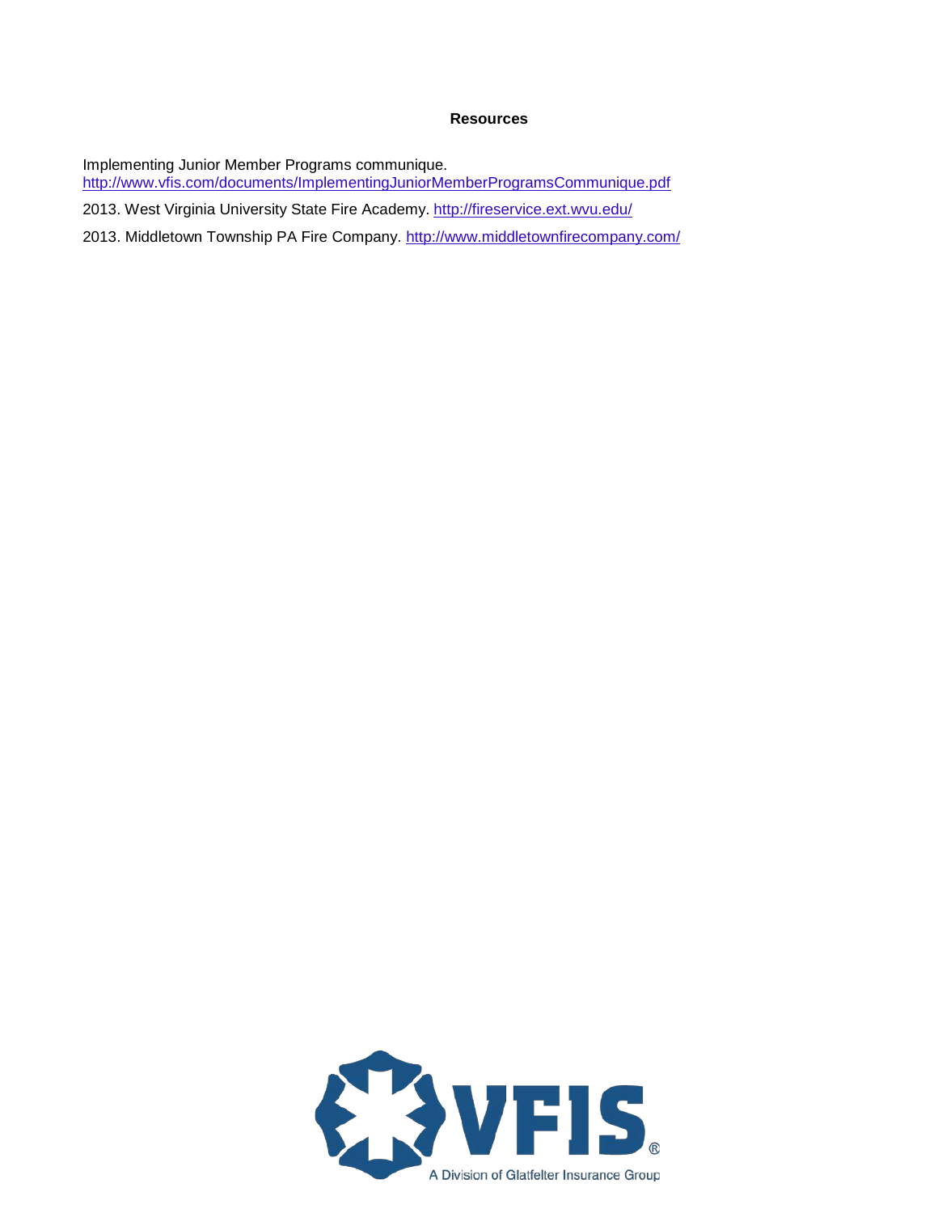**Resources**

Implementing Junior Member Programs communique.
http://www.vfis.com/documents/ImplementingJuniorMemberProgramsCommunique.pdf

2013. West Virginia University State Fire Academy. http://fireservice.ext.wvu.edu/

2013. Middletown Township PA Fire Company. http://www.middletownfirecompany.com/

VFIS®
A Division of Glatfelter Insurance Group